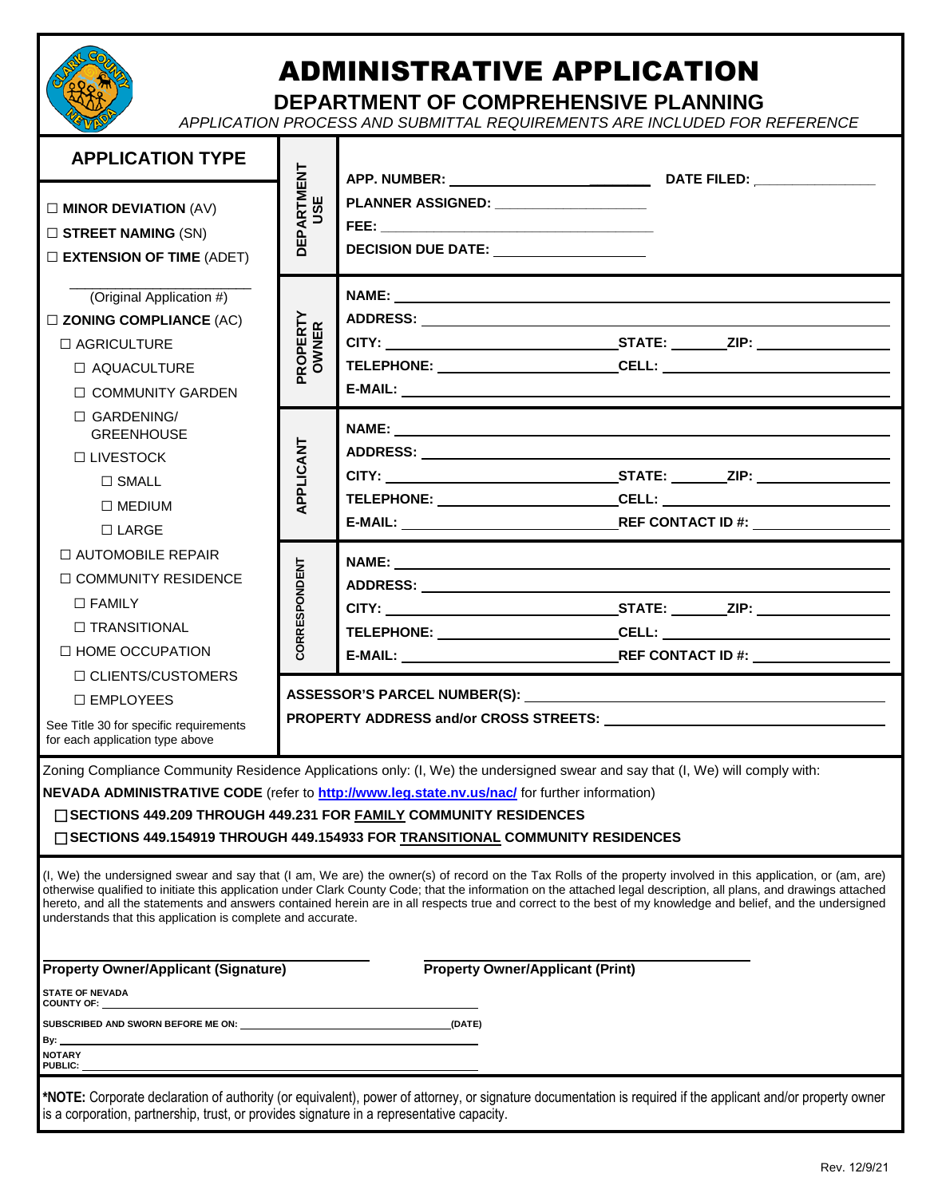# ADMINISTRATIVE APPLICATION

## DEPARTMENT OF COMPREHENSIVE PLANNING

*APPLICATION PROCESS AND SUBMITTAL REQUIREMENTS ARE INCLUDED FOR REFERENCE*

### APPLICATION TYPE

- ☐ **MINOR DEVIATION** (AV)
- ☐ **STREET NAMING** (SN)
- ☐ **EXTENSION OF TIME** (ADET)

  ______________________ (Original Application #)
- ☐ **ZONING COMPLIANCE** (AC)
  - ☐ AGRICULTURE
    - ☐ AQUACULTURE
    - ☐ COMMUNITY GARDEN
    - ☐ GARDENING/ GREENHOUSE
  - ☐ LIVESTOCK
    - ☐ SMALL
    - ☐ MEDIUM
    - ☐ LARGE
  - ☐ AUTOMOBILE REPAIR
  - ☐ COMMUNITY RESIDENCE
    - ☐ FAMILY
    - ☐ TRANSITIONAL
  - ☐ HOME OCCUPATION
    - ☐ CLIENTS/CUSTOMERS
    - ☐ EMPLOYEES

See Title 30 for specific requirements for each application type above

**DEPARTMENT USE**

**APP. NUMBER:** ______________ **DATE FILED:** ______________

**PLANNER ASSIGNED:** ______________

**FEE:** ______________

**DECISION DUE DATE:** ______________

**PROPERTY OWNER**

**NAME:** ______________

**ADDRESS:** ______________

**CITY:** ______________ **STATE:** ______ **ZIP:** ______________

**TELEPHONE:** ______________ **CELL:** ______________

**E-MAIL:** ______________

**APPLICANT**

**NAME:** ______________

**ADDRESS:** ______________

**CITY:** ______________ **STATE:** ______ **ZIP:** ______________

**TELEPHONE:** ______________ **CELL:** ______________

**E-MAIL:** ______________ **REF CONTACT ID #:** ______________

**CORRESPONDENT**

**NAME:** ______________

**ADDRESS:** ______________

**CITY:** ______________ **STATE:** ______ **ZIP:** ______________

**TELEPHONE:** ______________ **CELL:** ______________

**E-MAIL:** ______________ **REF CONTACT ID #:** ______________

**ASSESSOR'S PARCEL NUMBER(S):** ______________

**PROPERTY ADDRESS and/or CROSS STREETS:** ______________

Zoning Compliance Community Residence Applications only: (I, We) the undersigned swear and say that (I, We) will comply with:

**NEVADA ADMINISTRATIVE CODE** (refer to **http://www.leg.state.nv.us/nac/** for further information)

- ☐ **SECTIONS 449.209 THROUGH 449.231 FOR FAMILY COMMUNITY RESIDENCES**
- ☐ **SECTIONS 449.154919 THROUGH 449.154933 FOR TRANSITIONAL COMMUNITY RESIDENCES**

(I, We) the undersigned swear and say that (I am, We are) the owner(s) of record on the Tax Rolls of the property involved in this application, or (am, are) otherwise qualified to initiate this application under Clark County Code; that the information on the attached legal description, all plans, and drawings attached hereto, and all the statements and answers contained herein are in all respects true and correct to the best of my knowledge and belief, and the undersigned understands that this application is complete and accurate.

______________________________ ______________________________

**Property Owner/Applicant (Signature)** **Property Owner/Applicant (Print)**

**STATE OF NEVADA**
**COUNTY OF:** ______________

**SUBSCRIBED AND SWORN BEFORE ME ON:** ______________ **(DATE)**

**By:** ______________

**NOTARY PUBLIC:** ______________

**\*NOTE:** Corporate declaration of authority (or equivalent), power of attorney, or signature documentation is required if the applicant and/or property owner is a corporation, partnership, trust, or provides signature in a representative capacity.

Rev. 12/9/21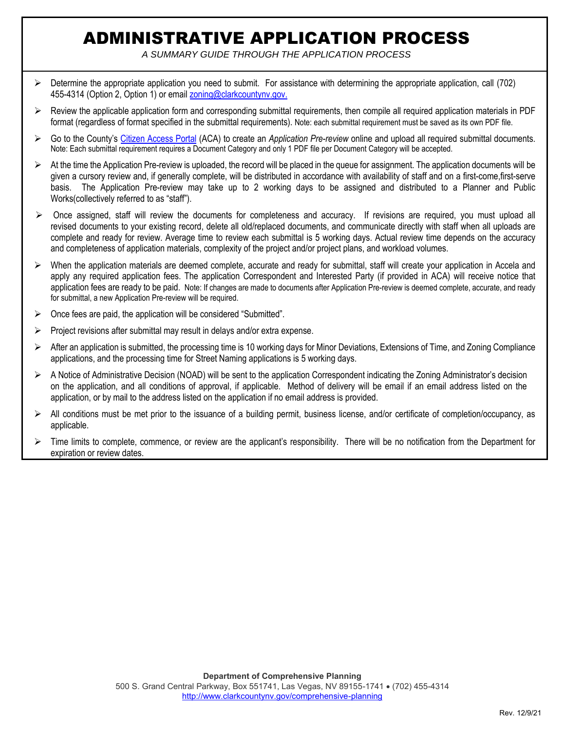# ADMINISTRATIVE APPLICATION PROCESS

*A SUMMARY GUIDE THROUGH THE APPLICATION PROCESS*

- Determine the appropriate application you need to submit. For assistance with determining the appropriate application, call (702) 455-4314 (Option 2, Option 1) or email zoning@clarkcountynv.gov.
- Review the applicable application form and corresponding submittal requirements, then compile all required application materials in PDF format (regardless of format specified in the submittal requirements). Note: each submittal requirement must be saved as its own PDF file.
- Go to the County's Citizen Access Portal (ACA) to create an *Application Pre-review* online and upload all required submittal documents. Note: Each submittal requirement requires a Document Category and only 1 PDF file per Document Category will be accepted.
- At the time the Application Pre-review is uploaded, the record will be placed in the queue for assignment. The application documents will be given a cursory review and, if generally complete, will be distributed in accordance with availability of staff and on a first-come,first-serve basis. The Application Pre-review may take up to 2 working days to be assigned and distributed to a Planner and Public Works(collectively referred to as "staff").
- Once assigned, staff will review the documents for completeness and accuracy. If revisions are required, you must upload all revised documents to your existing record, delete all old/replaced documents, and communicate directly with staff when all uploads are complete and ready for review. Average time to review each submittal is 5 working days. Actual review time depends on the accuracy and completeness of application materials, complexity of the project and/or project plans, and workload volumes.
- When the application materials are deemed complete, accurate and ready for submittal, staff will create your application in Accela and apply any required application fees. The application Correspondent and Interested Party (if provided in ACA) will receive notice that application fees are ready to be paid. Note: If changes are made to documents after Application Pre-review is deemed complete, accurate, and ready for submittal, a new Application Pre-review will be required.
- Once fees are paid, the application will be considered "Submitted".
- Project revisions after submittal may result in delays and/or extra expense.
- After an application is submitted, the processing time is 10 working days for Minor Deviations, Extensions of Time, and Zoning Compliance applications, and the processing time for Street Naming applications is 5 working days.
- A Notice of Administrative Decision (NOAD) will be sent to the application Correspondent indicating the Zoning Administrator's decision on the application, and all conditions of approval, if applicable. Method of delivery will be email if an email address listed on the application, or by mail to the address listed on the application if no email address is provided.
- All conditions must be met prior to the issuance of a building permit, business license, and/or certificate of completion/occupancy, as applicable.
- Time limits to complete, commence, or review are the applicant's responsibility. There will be no notification from the Department for expiration or review dates.

**Department of Comprehensive Planning**
500 S. Grand Central Parkway, Box 551741, Las Vegas, NV 89155-1741 • (702) 455-4314
http://www.clarkcountynv.gov/comprehensive-planning

Rev. 12/9/21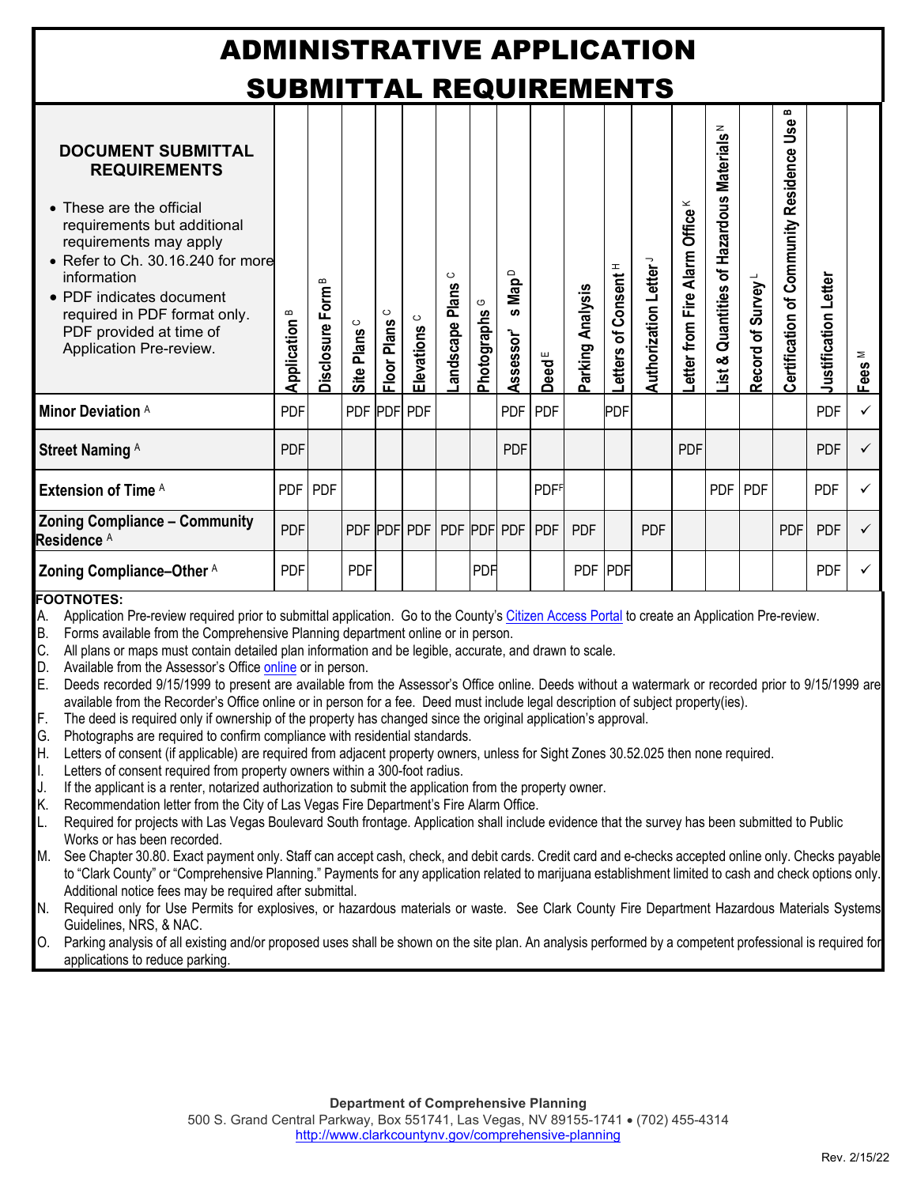# ADMINISTRATIVE APPLICATION SUBMITTAL REQUIREMENTS

| **DOCUMENT SUBMITTAL REQUIREMENTS**<br>• These are the official requirements but additional requirements may apply<br>• Refer to Ch. 30.16.240 for more information<br>• PDF indicates document required in PDF format only. PDF provided at time of Application Pre-review. | Application [B] | Disclosure Form [B] | Site Plans [C] | Floor Plans [C] | Elevations [C] | Landscape Plans [C] | Photographs [G] | Assessor’s Map [D] | Deed [E] | Parking Analysis | Letters of Consent [H] | Authorization Letter [J] | Letter from Fire Alarm Office [K] | List & Quantities of Hazardous Materials [N] | Record of Survey [L] | Certification of Community Residence Use [B] | Justification Letter | Fees [M] |
|---|---|---|---|---|---|---|---|---|---|---|---|---|---|---|---|---|---|---|
| **Minor Deviation** [A] | PDF | | PDF | PDF | PDF | | | PDF | PDF | | PDF | | | | | | PDF | ✓ |
| **Street Naming** [A] | PDF | | | | | | | PDF | | | | | PDF | | | | PDF | ✓ |
| **Extension of Time** [A] | PDF | PDF | | | | | | | PDF[F] | | | | | PDF | PDF | | PDF | ✓ |
| **Zoning Compliance – Community Residence** [A] | PDF | | PDF | PDF | PDF | PDF | PDF | PDF | PDF | PDF | | PDF | | | | PDF | PDF | ✓ |
| **Zoning Compliance–Other** [A] | PDF | | PDF | | | | PDF | | | PDF | PDF | | | | | | PDF | ✓ |

**FOOTNOTES:**

A. Application Pre-review required prior to submittal application. Go to the County's Citizen Access Portal to create an Application Pre-review.
B. Forms available from the Comprehensive Planning department online or in person.
C. All plans or maps must contain detailed plan information and be legible, accurate, and drawn to scale.
D. Available from the Assessor's Office online or in person.
E. Deeds recorded 9/15/1999 to present are available from the Assessor's Office online. Deeds without a watermark or recorded prior to 9/15/1999 are available from the Recorder's Office online or in person for a fee. Deed must include legal description of subject property(ies).
F. The deed is required only if ownership of the property has changed since the original application's approval.
G. Photographs are required to confirm compliance with residential standards.
H. Letters of consent (if applicable) are required from adjacent property owners, unless for Sight Zones 30.52.025 then none required.
I. Letters of consent required from property owners within a 300-foot radius.
J. If the applicant is a renter, notarized authorization to submit the application from the property owner.
K. Recommendation letter from the City of Las Vegas Fire Department's Fire Alarm Office.
L. Required for projects with Las Vegas Boulevard South frontage. Application shall include evidence that the survey has been submitted to Public Works or has been recorded.
M. See Chapter 30.80. Exact payment only. Staff can accept cash, check, and debit cards. Credit card and e-checks accepted online only. Checks payable to "Clark County" or "Comprehensive Planning." Payments for any application related to marijuana establishment limited to cash and check options only. Additional notice fees may be required after submittal.
N. Required only for Use Permits for explosives, or hazardous materials or waste. See Clark County Fire Department Hazardous Materials Systems Guidelines, NRS, & NAC.
O. Parking analysis of all existing and/or proposed uses shall be shown on the site plan. An analysis performed by a competent professional is required for applications to reduce parking.

**Department of Comprehensive Planning**
500 S. Grand Central Parkway, Box 551741, Las Vegas, NV 89155-1741 • (702) 455-4314
http://www.clarkcountynv.gov/comprehensive-planning

Rev. 2/15/22